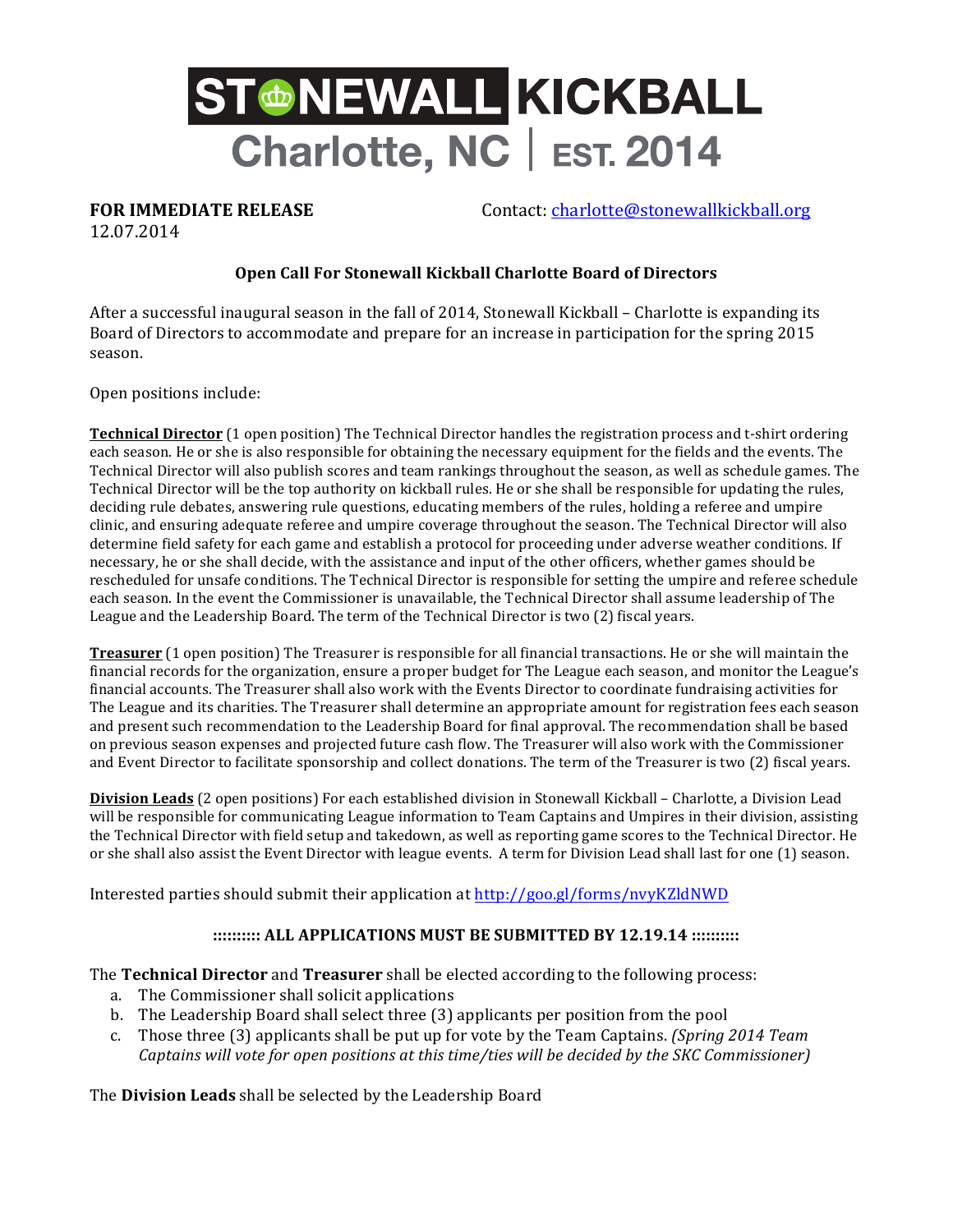# STONEWALL KICKBALL

## Charlotte, NC | EST. 2014

**FOR IMMEDIATE RELEASE**
12.07.2014

Contact: charlotte@stonewallkickball.org

**Open Call For Stonewall Kickball Charlotte Board of Directors**

After a successful inaugural season in the fall of 2014, Stonewall Kickball – Charlotte is expanding its Board of Directors to accommodate and prepare for an increase in participation for the spring 2015 season.

Open positions include:

**Technical Director** (1 open position) The Technical Director handles the registration process and t-shirt ordering each season. He or she is also responsible for obtaining the necessary equipment for the fields and the events. The Technical Director will also publish scores and team rankings throughout the season, as well as schedule games. The Technical Director will be the top authority on kickball rules. He or she shall be responsible for updating the rules, deciding rule debates, answering rule questions, educating members of the rules, holding a referee and umpire clinic, and ensuring adequate referee and umpire coverage throughout the season. The Technical Director will also determine field safety for each game and establish a protocol for proceeding under adverse weather conditions. If necessary, he or she shall decide, with the assistance and input of the other officers, whether games should be rescheduled for unsafe conditions. The Technical Director is responsible for setting the umpire and referee schedule each season. In the event the Commissioner is unavailable, the Technical Director shall assume leadership of The League and the Leadership Board. The term of the Technical Director is two (2) fiscal years.

**Treasurer** (1 open position) The Treasurer is responsible for all financial transactions. He or she will maintain the financial records for the organization, ensure a proper budget for The League each season, and monitor the League's financial accounts. The Treasurer shall also work with the Events Director to coordinate fundraising activities for The League and its charities. The Treasurer shall determine an appropriate amount for registration fees each season and present such recommendation to the Leadership Board for final approval. The recommendation shall be based on previous season expenses and projected future cash flow. The Treasurer will also work with the Commissioner and Event Director to facilitate sponsorship and collect donations. The term of the Treasurer is two (2) fiscal years.

**Division Leads** (2 open positions) For each established division in Stonewall Kickball – Charlotte, a Division Lead will be responsible for communicating League information to Team Captains and Umpires in their division, assisting the Technical Director with field setup and takedown, as well as reporting game scores to the Technical Director. He or she shall also assist the Event Director with league events. A term for Division Lead shall last for one (1) season.

Interested parties should submit their application at http://goo.gl/forms/nvyKZldNWD

**:::::::::: ALL APPLICATIONS MUST BE SUBMITTED BY 12.19.14 ::::::::::**

The **Technical Director** and **Treasurer** shall be elected according to the following process:

a. The Commissioner shall solicit applications
b. The Leadership Board shall select three (3) applicants per position from the pool
c. Those three (3) applicants shall be put up for vote by the Team Captains. *(Spring 2014 Team Captains will vote for open positions at this time/ties will be decided by the SKC Commissioner)*

The **Division Leads** shall be selected by the Leadership Board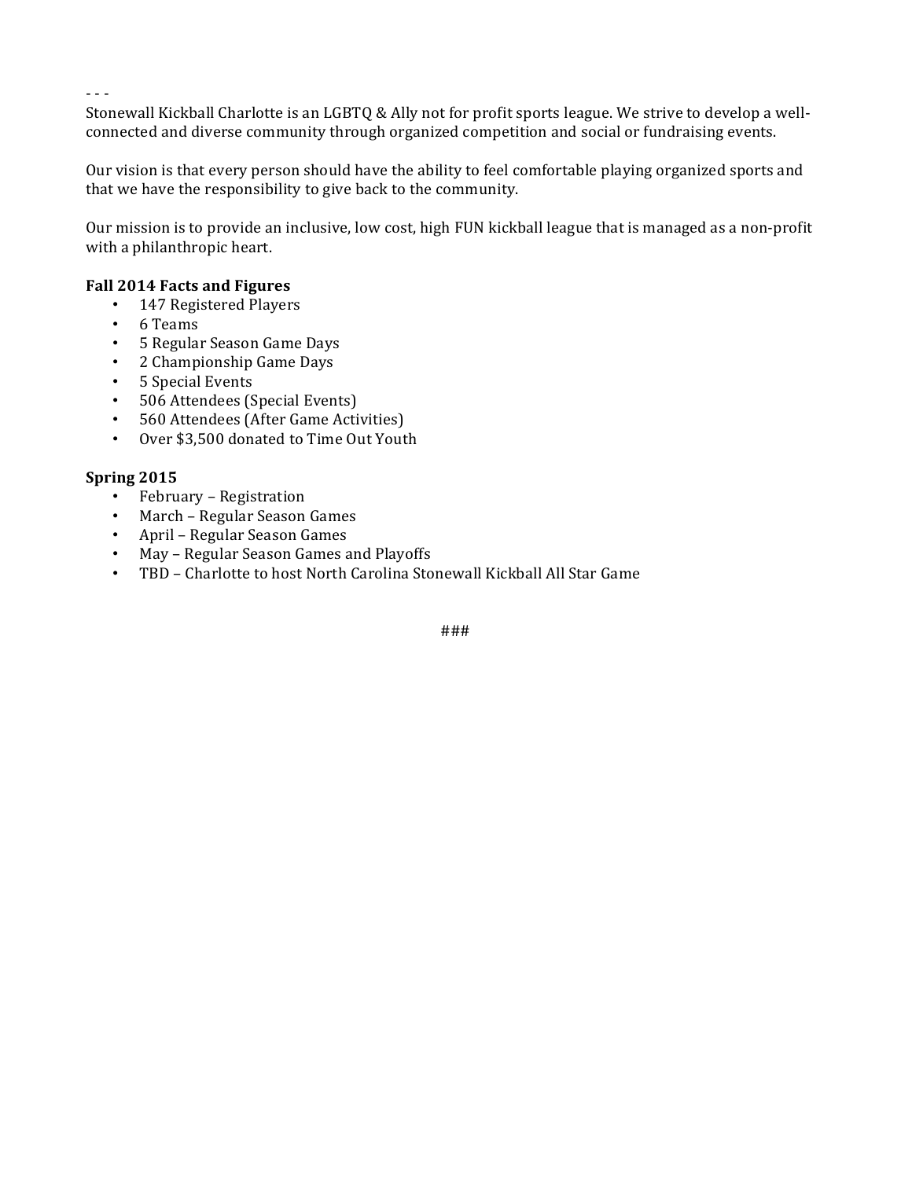- - -

Stonewall Kickball Charlotte is an LGBTQ & Ally not for profit sports league. We strive to develop a well-connected and diverse community through organized competition and social or fundraising events.

Our vision is that every person should have the ability to feel comfortable playing organized sports and that we have the responsibility to give back to the community.

Our mission is to provide an inclusive, low cost, high FUN kickball league that is managed as a non-profit with a philanthropic heart.

**Fall 2014 Facts and Figures**

- 147 Registered Players
- 6 Teams
- 5 Regular Season Game Days
- 2 Championship Game Days
- 5 Special Events
- 506 Attendees (Special Events)
- 560 Attendees (After Game Activities)
- Over $3,500 donated to Time Out Youth

**Spring 2015**

- February – Registration
- March – Regular Season Games
- April – Regular Season Games
- May – Regular Season Games and Playoffs
- TBD – Charlotte to host North Carolina Stonewall Kickball All Star Game

###